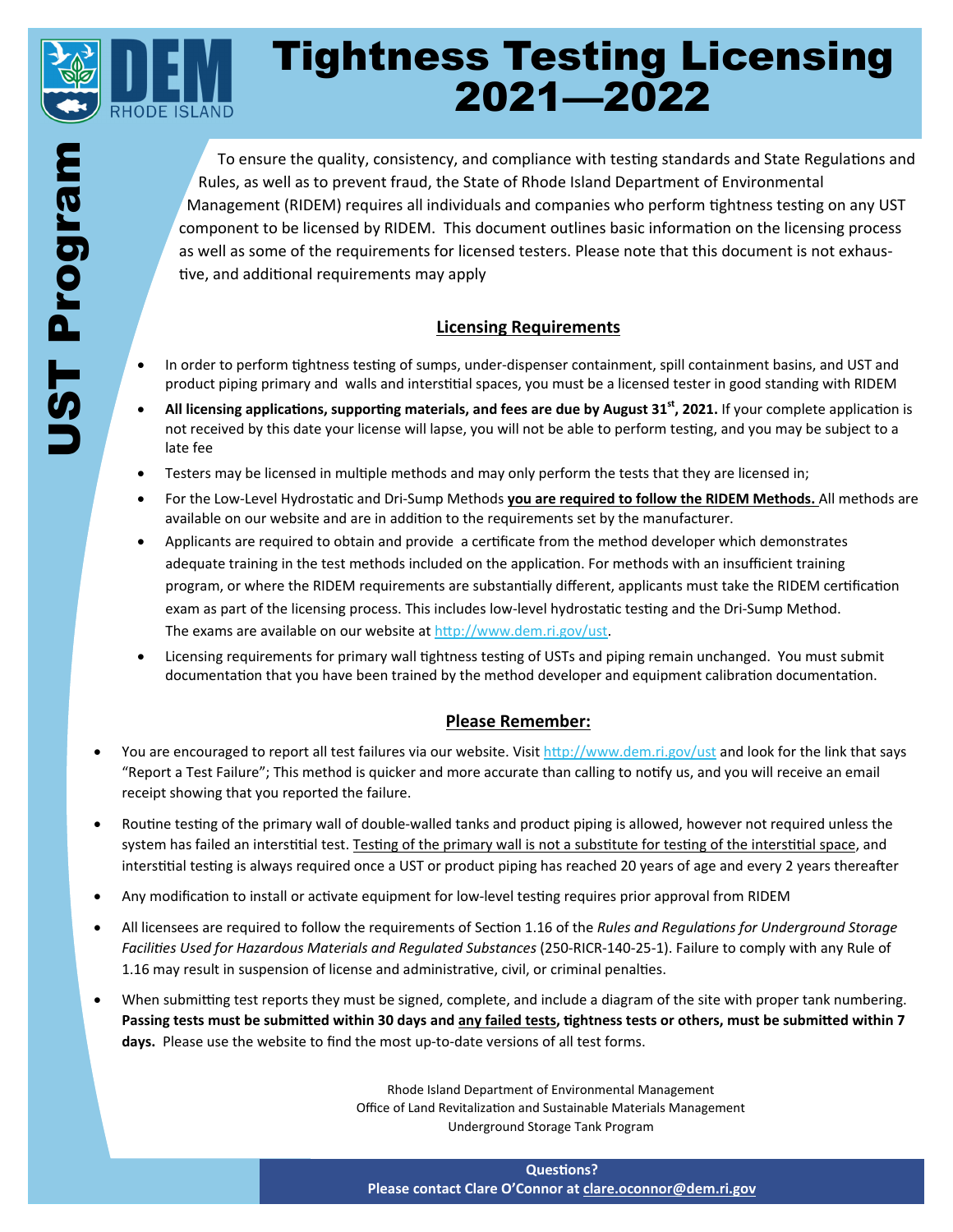# Tightness Testing Licensing 2021—2022

DEM RHODE ISLAND

UST Program

To ensure the quality, consistency, and compliance with testing standards and State Regulations and Rules, as well as to prevent fraud, the State of Rhode Island Department of Environmental Management (RIDEM) requires all individuals and companies who perform tightness testing on any UST component to be licensed by RIDEM. This document outlines basic information on the licensing process as well as some of the requirements for licensed testers. Please note that this document is not exhaustive, and additional requirements may apply

## Licensing Requirements

- In order to perform tightness testing of sumps, under-dispenser containment, spill containment basins, and UST and product piping primary and walls and interstitial spaces, you must be a licensed tester in good standing with RIDEM
- **All licensing applications, supporting materials, and fees are due by August 31st, 2021.** If your complete application is not received by this date your license will lapse, you will not be able to perform testing, and you may be subject to a late fee
- Testers may be licensed in multiple methods and may only perform the tests that they are licensed in;
- For the Low-Level Hydrostatic and Dri-Sump Methods **you are required to follow the RIDEM Methods.** All methods are available on our website and are in addition to the requirements set by the manufacturer.
- Applicants are required to obtain and provide a certificate from the method developer which demonstrates adequate training in the test methods included on the application. For methods with an insufficient training program, or where the RIDEM requirements are substantially different, applicants must take the RIDEM certification exam as part of the licensing process. This includes low-level hydrostatic testing and the Dri-Sump Method. The exams are available on our website at http://www.dem.ri.gov/ust.
- Licensing requirements for primary wall tightness testing of USTs and piping remain unchanged. You must submit documentation that you have been trained by the method developer and equipment calibration documentation.

## Please Remember:

- You are encouraged to report all test failures via our website. Visit http://www.dem.ri.gov/ust and look for the link that says "Report a Test Failure"; This method is quicker and more accurate than calling to notify us, and you will receive an email receipt showing that you reported the failure.
- Routine testing of the primary wall of double-walled tanks and product piping is allowed, however not required unless the system has failed an interstitial test. Testing of the primary wall is not a substitute for testing of the interstitial space, and interstitial testing is always required once a UST or product piping has reached 20 years of age and every 2 years thereafter
- Any modification to install or activate equipment for low-level testing requires prior approval from RIDEM
- All licensees are required to follow the requirements of Section 1.16 of the *Rules and Regulations for Underground Storage Facilities Used for Hazardous Materials and Regulated Substances* (250-RICR-140-25-1). Failure to comply with any Rule of 1.16 may result in suspension of license and administrative, civil, or criminal penalties.
- When submitting test reports they must be signed, complete, and include a diagram of the site with proper tank numbering. **Passing tests must be submitted within 30 days and any failed tests, tightness tests or others, must be submitted within 7 days.** Please use the website to find the most up-to-date versions of all test forms.

Rhode Island Department of Environmental Management
Office of Land Revitalization and Sustainable Materials Management
Underground Storage Tank Program

**Questions?**
**Please contact Clare O'Connor at clare.oconnor@dem.ri.gov**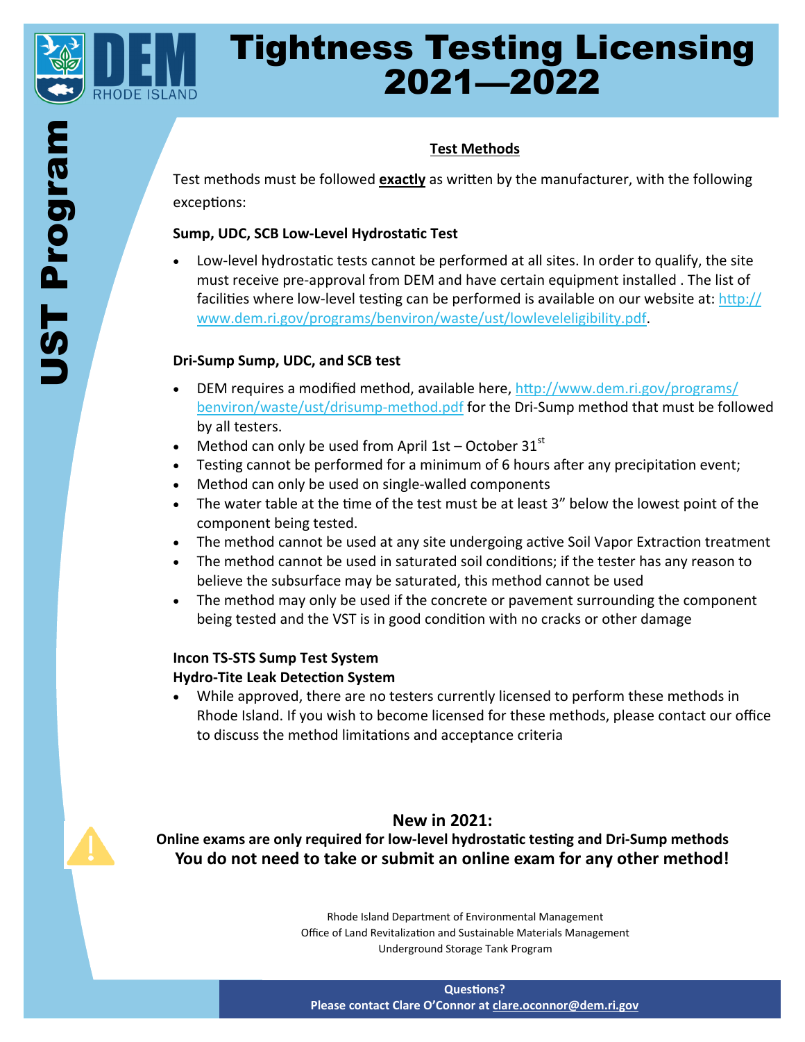# Tightness Testing Licensing 2021—2022

UST Program

## Test Methods

Test methods must be followed **exactly** as written by the manufacturer, with the following exceptions:

### Sump, UDC, SCB Low-Level Hydrostatic Test

- Low-level hydrostatic tests cannot be performed at all sites. In order to qualify, the site must receive pre-approval from DEM and have certain equipment installed . The list of facilities where low-level testing can be performed is available on our website at: http://www.dem.ri.gov/programs/benviron/waste/ust/lowleveleligibility.pdf.

### Dri-Sump Sump, UDC, and SCB test

- DEM requires a modified method, available here, http://www.dem.ri.gov/programs/benviron/waste/ust/drisump-method.pdf for the Dri-Sump method that must be followed by all testers.
- Method can only be used from April 1st – October 31st
- Testing cannot be performed for a minimum of 6 hours after any precipitation event;
- Method can only be used on single-walled components
- The water table at the time of the test must be at least 3” below the lowest point of the component being tested.
- The method cannot be used at any site undergoing active Soil Vapor Extraction treatment
- The method cannot be used in saturated soil conditions; if the tester has any reason to believe the subsurface may be saturated, this method cannot be used
- The method may only be used if the concrete or pavement surrounding the component being tested and the VST is in good condition with no cracks or other damage

### Incon TS-STS Sump Test System
### Hydro-Tite Leak Detection System

- While approved, there are no testers currently licensed to perform these methods in Rhode Island. If you wish to become licensed for these methods, please contact our office to discuss the method limitations and acceptance criteria

## New in 2021:

**Online exams are only required for low-level hydrostatic testing and Dri-Sump methods**

**You do not need to take or submit an online exam for any other method!**

Rhode Island Department of Environmental Management
Office of Land Revitalization and Sustainable Materials Management
Underground Storage Tank Program

**Questions?**
**Please contact Clare O’Connor at clare.oconnor@dem.ri.gov**